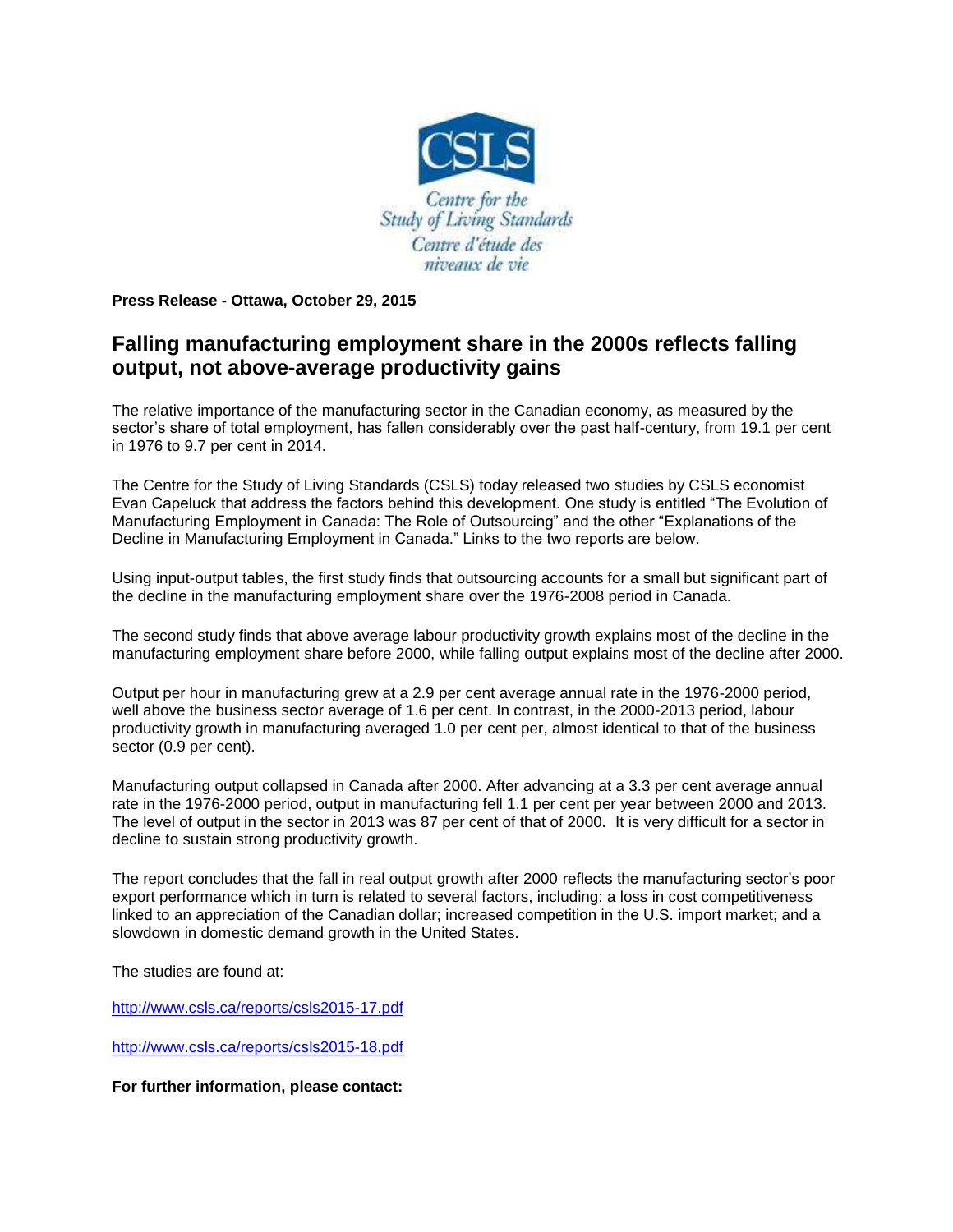CSLS

Centre for the Study of Living Standards
Centre d'étude des niveaux de vie

**Press Release - Ottawa, October 29, 2015**

# Falling manufacturing employment share in the 2000s reflects falling output, not above-average productivity gains

The relative importance of the manufacturing sector in the Canadian economy, as measured by the sector's share of total employment, has fallen considerably over the past half-century, from 19.1 per cent in 1976 to 9.7 per cent in 2014.

The Centre for the Study of Living Standards (CSLS) today released two studies by CSLS economist Evan Capeluck that address the factors behind this development. One study is entitled "The Evolution of Manufacturing Employment in Canada: The Role of Outsourcing" and the other "Explanations of the Decline in Manufacturing Employment in Canada." Links to the two reports are below.

Using input-output tables, the first study finds that outsourcing accounts for a small but significant part of the decline in the manufacturing employment share over the 1976-2008 period in Canada.

The second study finds that above average labour productivity growth explains most of the decline in the manufacturing employment share before 2000, while falling output explains most of the decline after 2000.

Output per hour in manufacturing grew at a 2.9 per cent average annual rate in the 1976-2000 period, well above the business sector average of 1.6 per cent. In contrast, in the 2000-2013 period, labour productivity growth in manufacturing averaged 1.0 per cent per, almost identical to that of the business sector (0.9 per cent).

Manufacturing output collapsed in Canada after 2000. After advancing at a 3.3 per cent average annual rate in the 1976-2000 period, output in manufacturing fell 1.1 per cent per year between 2000 and 2013. The level of output in the sector in 2013 was 87 per cent of that of 2000. It is very difficult for a sector in decline to sustain strong productivity growth.

The report concludes that the fall in real output growth after 2000 reflects the manufacturing sector's poor export performance which in turn is related to several factors, including: a loss in cost competitiveness linked to an appreciation of the Canadian dollar; increased competition in the U.S. import market; and a slowdown in domestic demand growth in the United States.

The studies are found at:

http://www.csls.ca/reports/csls2015-17.pdf

http://www.csls.ca/reports/csls2015-18.pdf

**For further information, please contact:**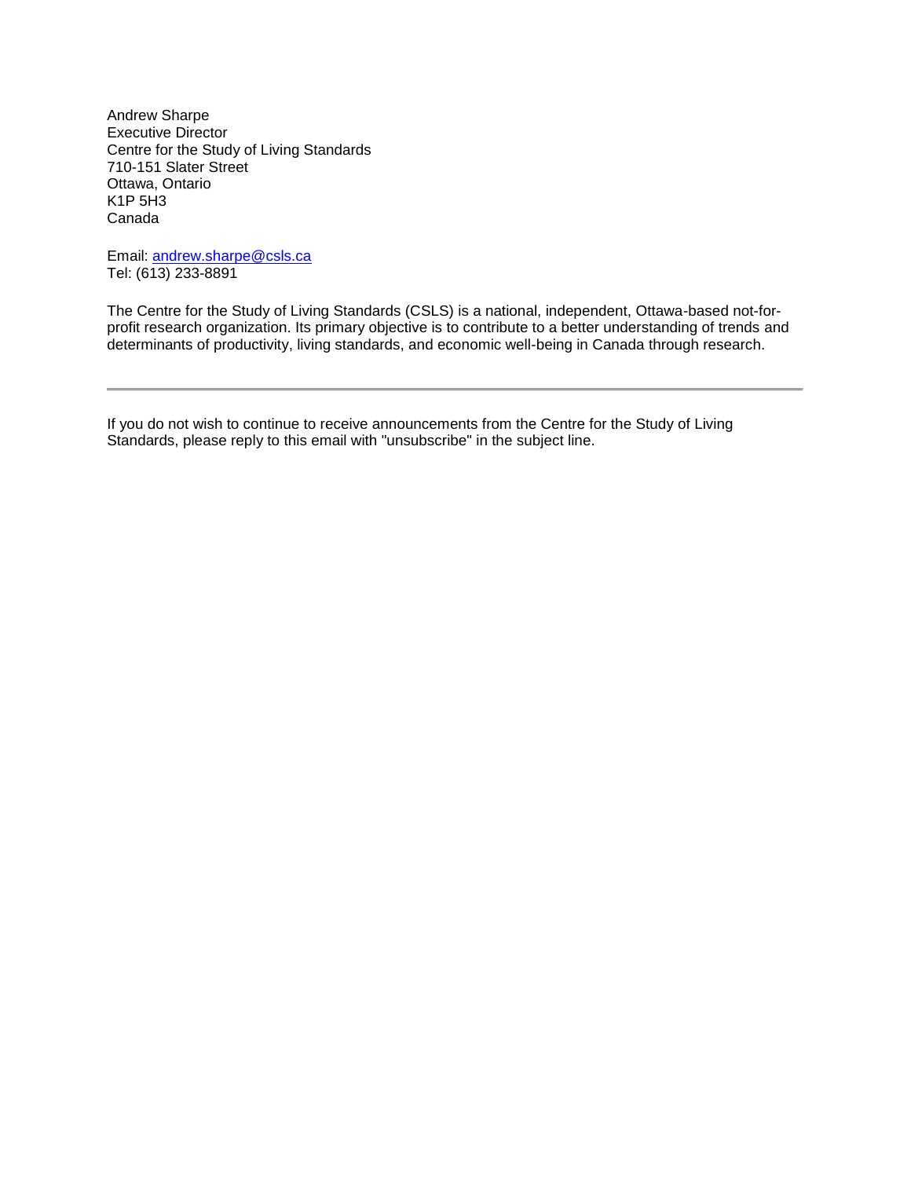Andrew Sharpe
Executive Director
Centre for the Study of Living Standards
710-151 Slater Street
Ottawa, Ontario
K1P 5H3
Canada

Email: andrew.sharpe@csls.ca
Tel: (613) 233-8891

The Centre for the Study of Living Standards (CSLS) is a national, independent, Ottawa-based not-for-profit research organization. Its primary objective is to contribute to a better understanding of trends and determinants of productivity, living standards, and economic well-being in Canada through research.

---

If you do not wish to continue to receive announcements from the Centre for the Study of Living Standards, please reply to this email with "unsubscribe" in the subject line.